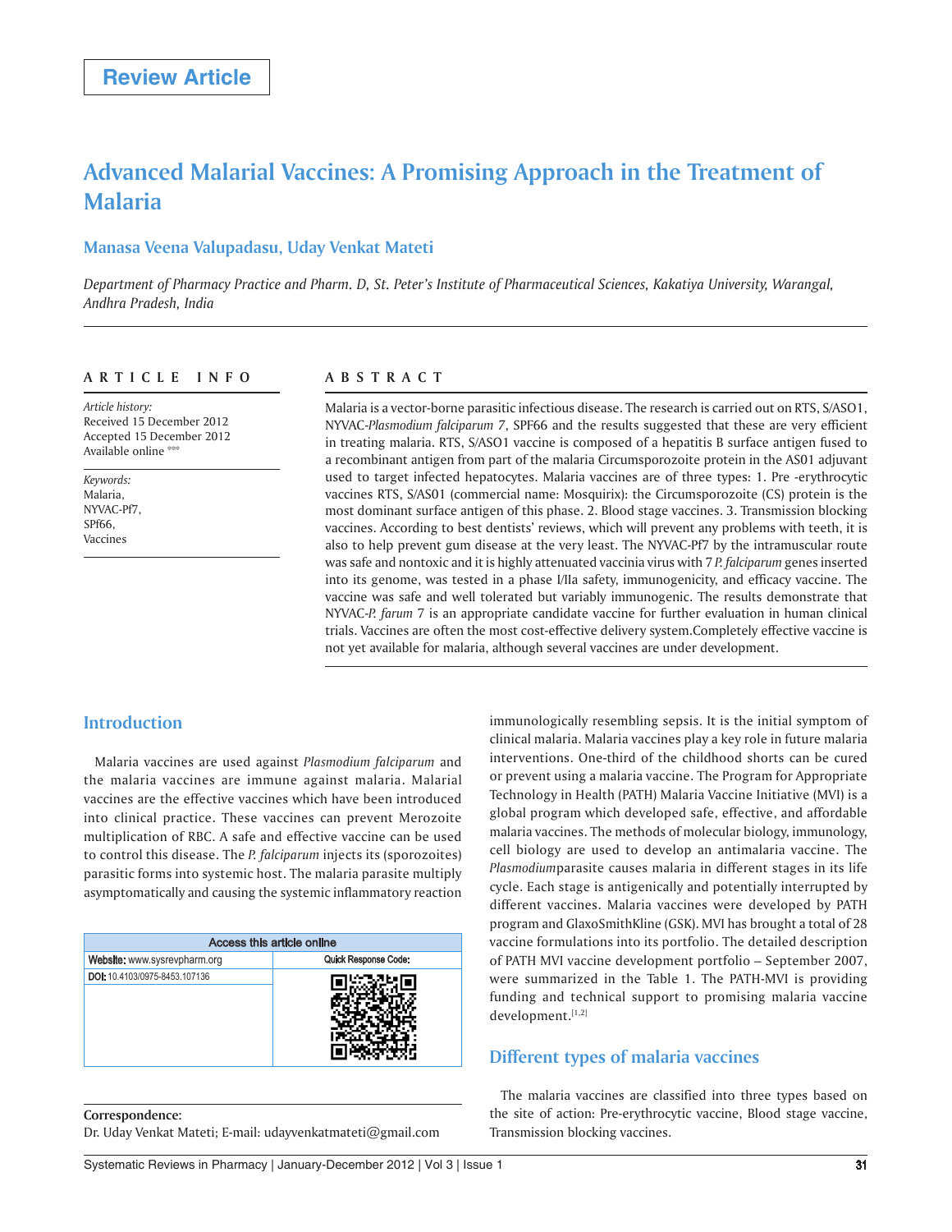Review Article

# Advanced Malarial Vaccines: A Promising Approach in the Treatment of Malaria

**Manasa Veena Valupadasu, Uday Venkat Mateti**

*Department of Pharmacy Practice and Pharm. D, St. Peter's Institute of Pharmaceutical Sciences, Kakatiya University, Warangal, Andhra Pradesh, India*

## ARTICLE INFO

*Article history:*
Received 15 December 2012
Accepted 15 December 2012
Available online ***

*Keywords:*
Malaria,
NYVAC-Pf7,
SPf66,
Vaccines

## ABSTRACT

Malaria is a vector-borne parasitic infectious disease. The research is carried out on RTS, S/ASO1, NYVAC-*Plasmodium falciparum 7*, SPF66 and the results suggested that these are very efficient in treating malaria. RTS, S/ASO1 vaccine is composed of a hepatitis B surface antigen fused to a recombinant antigen from part of the malaria Circumsporozoite protein in the AS01 adjuvant used to target infected hepatocytes. Malaria vaccines are of three types: 1. Pre -erythrocytic vaccines RTS, S/AS01 (commercial name: Mosquirix): the Circumsporozoite (CS) protein is the most dominant surface antigen of this phase. 2. Blood stage vaccines. 3. Transmission blocking vaccines. According to best dentists' reviews, which will prevent any problems with teeth, it is also to help prevent gum disease at the very least. The NYVAC-Pf7 by the intramuscular route was safe and nontoxic and it is highly attenuated vaccinia virus with 7 *P. falciparum* genes inserted into its genome, was tested in a phase I/IIa safety, immunogenicity, and efficacy vaccine. The vaccine was safe and well tolerated but variably immunogenic. The results demonstrate that NYVAC-*P. farum* 7 is an appropriate candidate vaccine for further evaluation in human clinical trials. Vaccines are often the most cost-effective delivery system.Completely effective vaccine is not yet available for malaria, although several vaccines are under development.

## Introduction

Malaria vaccines are used against *Plasmodium falciparum* and the malaria vaccines are immune against malaria. Malarial vaccines are the effective vaccines which have been introduced into clinical practice. These vaccines can prevent Merozoite multiplication of RBC. A safe and effective vaccine can be used to control this disease. The *P. falciparum* injects its (sporozoites) parasitic forms into systemic host. The malaria parasite multiply asymptomatically and causing the systemic inflammatory reaction immunologically resembling sepsis. It is the initial symptom of clinical malaria. Malaria vaccines play a key role in future malaria interventions. One-third of the childhood shorts can be cured or prevent using a malaria vaccine. The Program for Appropriate Technology in Health (PATH) Malaria Vaccine Initiative (MVI) is a global program which developed safe, effective, and affordable malaria vaccines. The methods of molecular biology, immunology, cell biology are used to develop an antimalaria vaccine. The *Plasmodium*parasite causes malaria in different stages in its life cycle. Each stage is antigenically and potentially interrupted by different vaccines. Malaria vaccines were developed by PATH program and GlaxoSmithKline (GSK). MVI has brought a total of 28 vaccine formulations into its portfolio. The detailed description of PATH MVI vaccine development portfolio – September 2007, were summarized in the Table 1. The PATH-MVI is providing funding and technical support to promising malaria vaccine development.[1,2]

| Access this article online | |
|---|---|
| Website: www.sysrevpharm.org | Quick Response Code: |
| DOI: 10.4103/0975-8453.107136 | |

**Correspondence:**
Dr. Uday Venkat Mateti; E-mail: udayvenkatmateti@gmail.com

## Different types of malaria vaccines

The malaria vaccines are classified into three types based on the site of action: Pre-erythrocytic vaccine, Blood stage vaccine, Transmission blocking vaccines.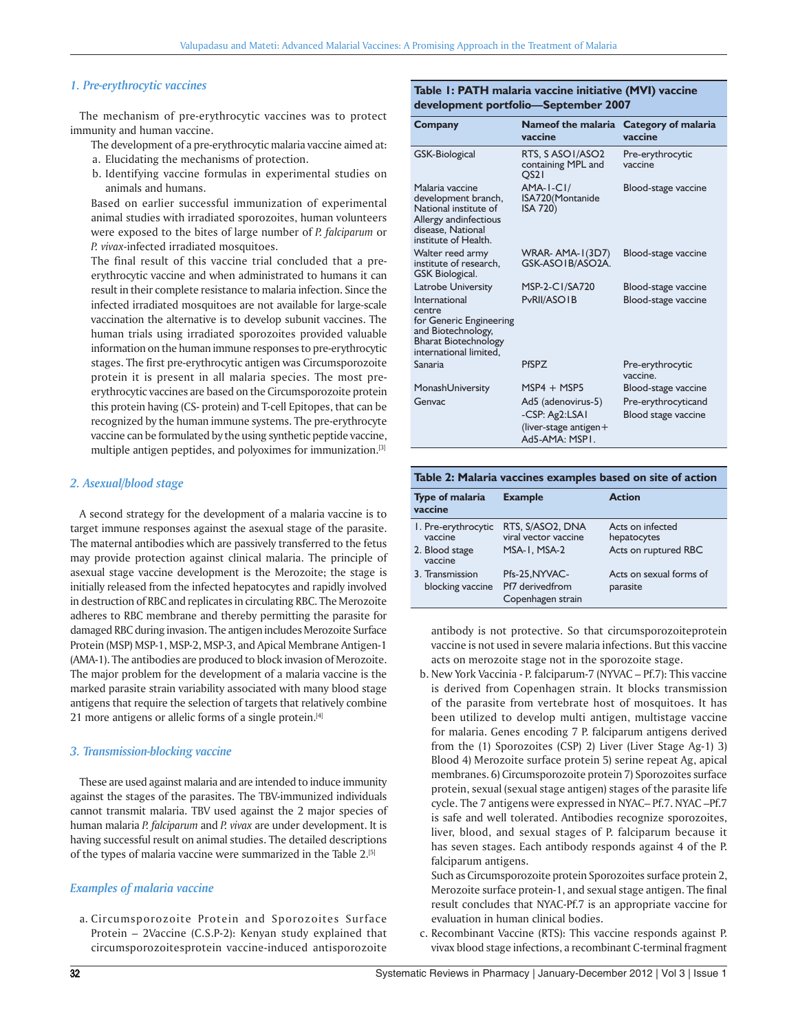### *1. Pre-erythrocytic vaccines*

The mechanism of pre-erythrocytic vaccines was to protect immunity and human vaccine.

The development of a pre-erythrocytic malaria vaccine aimed at:

a. Elucidating the mechanisms of protection.
b. Identifying vaccine formulas in experimental studies on animals and humans.

Based on earlier successful immunization of experimental animal studies with irradiated sporozoites, human volunteers were exposed to the bites of large number of *P. falciparum* or *P. vivax*-infected irradiated mosquitoes.

The final result of this vaccine trial concluded that a pre-erythrocytic vaccine and when administrated to humans it can result in their complete resistance to malaria infection. Since the infected irradiated mosquitoes are not available for large-scale vaccination the alternative is to develop subunit vaccines. The human trials using irradiated sporozoites provided valuable information on the human immune responses to pre-erythrocytic stages. The first pre-erythrocytic antigen was Circumsporozoite protein it is present in all malaria species. The most pre-erythrocytic vaccines are based on the Circumsporozoite protein this protein having (CS- protein) and T-cell Epitopes, that can be recognized by the human immune systems. The pre-erythrocyte vaccine can be formulated by the using synthetic peptide vaccine, multiple antigen peptides, and polyoximes for immunization.[3]

### *2. Asexual/blood stage*

A second strategy for the development of a malaria vaccine is to target immune responses against the asexual stage of the parasite. The maternal antibodies which are passively transferred to the fetus may provide protection against clinical malaria. The principle of asexual stage vaccine development is the Merozoite; the stage is initially released from the infected hepatocytes and rapidly involved in destruction of RBC and replicates in circulating RBC. The Merozoite adheres to RBC membrane and thereby permitting the parasite for damaged RBC during invasion. The antigen includes Merozoite Surface Protein (MSP) MSP-1, MSP-2, MSP-3, and Apical Membrane Antigen-1 (AMA-1). The antibodies are produced to block invasion of Merozoite. The major problem for the development of a malaria vaccine is the marked parasite strain variability associated with many blood stage antigens that require the selection of targets that relatively combine 21 more antigens or allelic forms of a single protein.[4]

### *3. Transmission-blocking vaccine*

These are used against malaria and are intended to induce immunity against the stages of the parasites. The TBV-immunized individuals cannot transmit malaria. TBV used against the 2 major species of human malaria *P. falciparum* and *P. vivax* are under development. It is having successful result on animal studies. The detailed descriptions of the types of malaria vaccine were summarized in the Table 2.[5]

### *Examples of malaria vaccine*

a. Circumsporozoite Protein and Sporozoites Surface Protein – 2Vaccine (C.S.P-2): Kenyan study explained that circumsporozoitesprotein vaccine-induced antisporozoite antibody is not protective. So that circumsporozoiteprotein vaccine is not used in severe malaria infections. But this vaccine acts on merozoite stage not in the sporozoite stage.
b. New York Vaccinia - P. falciparum-7 (NYVAC – Pf.7): This vaccine is derived from Copenhagen strain. It blocks transmission of the parasite from vertebrate host of mosquitoes. It has been utilized to develop multi antigen, multistage vaccine for malaria. Genes encoding 7 P. falciparum antigens derived from the (1) Sporozoites (CSP) 2) Liver (Liver Stage Ag-1) 3) Blood 4) Merozoite surface protein 5) serine repeat Ag, apical membranes. 6) Circumsporozoite protein 7) Sporozoites surface protein, sexual (sexual stage antigen) stages of the parasite life cycle. The 7 antigens were expressed in NYAC– Pf.7. NYAC –Pf.7 is safe and well tolerated. Antibodies recognize sporozoites, liver, blood, and sexual stages of P. falciparum because it has seven stages. Each antibody responds against 4 of the P. falciparum antigens.

   Such as Circumsporozoite protein Sporozoites surface protein 2, Merozoite surface protein-1, and sexual stage antigen. The final result concludes that NYAC-Pf.7 is an appropriate vaccine for evaluation in human clinical bodies.
c. Recombinant Vaccine (RTS): This vaccine responds against P. vivax blood stage infections, a recombinant C-terminal fragment

**Table 1: PATH malaria vaccine initiative (MVI) vaccine development portfolio—September 2007**

| Company | Nameof the malaria vaccine | Category of malaria vaccine |
|---|---|---|
| GSK-Biological | RTS, S ASO1/ASO2 containing MPL and QS21 | Pre-erythrocytic vaccine |
| Malaria vaccine development branch, National institute of Allergy andinfectious disease, National institute of Health. | AMA-1-C1/ ISA720(Montanide ISA 720) | Blood-stage vaccine |
| Walter reed army institute of research, GSK Biological. | WRAR- AMA-1(3D7) GSK-ASO1B/ASO2A. | Blood-stage vaccine |
| Latrobe University | MSP-2-C1/SA720 | Blood-stage vaccine |
| International centre for Generic Engineering and Biotechnology, Bharat Biotechnology international limited, | PvRII/ASO1B | Blood-stage vaccine |
| Sanaria | PfSPZ | Pre-erythrocytic vaccine. |
| MonashUniversity | MSP4 + MSP5 | Blood-stage vaccine |
| Genvac | Ad5 (adenovirus-5) -CSP: Ag2:LSA1 (liver-stage antigen+ Ad5-AMA: MSP1. | Pre-erythrocyticand Blood stage vaccine |

**Table 2: Malaria vaccines examples based on site of action**

| Type of malaria vaccine | Example | Action |
|---|---|---|
| 1. Pre-erythrocytic vaccine | RTS, S/ASO2, DNA viral vector vaccine | Acts on infected hepatocytes |
| 2. Blood stage vaccine | MSA-1, MSA-2 | Acts on ruptured RBC |
| 3. Transmission blocking vaccine | Pfs-25,NYVAC-Pf7 derivedfrom Copenhagen strain | Acts on sexual forms of parasite |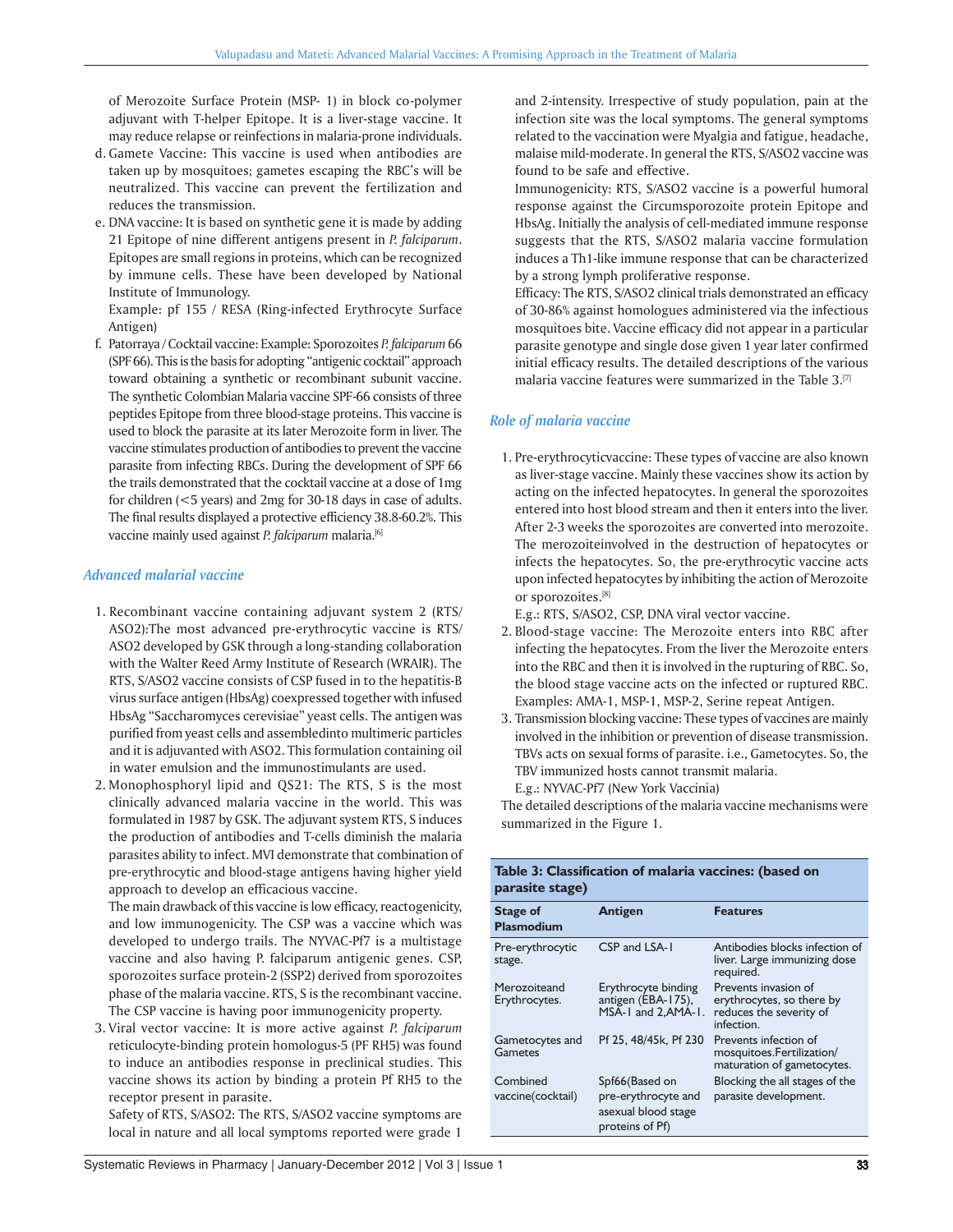of Merozoite Surface Protein (MSP- 1) in block co-polymer adjuvant with T-helper Epitope. It is a liver-stage vaccine. It may reduce relapse or reinfections in malaria-prone individuals.

d. Gamete Vaccine: This vaccine is used when antibodies are taken up by mosquitoes; gametes escaping the RBC's will be neutralized. This vaccine can prevent the fertilization and reduces the transmission.
e. DNA vaccine: It is based on synthetic gene it is made by adding 21 Epitope of nine different antigens present in *P. falciparum*. Epitopes are small regions in proteins, which can be recognized by immune cells. These have been developed by National Institute of Immunology.

   Example: pf 155 / RESA (Ring-infected Erythrocyte Surface Antigen)
f. Patorraya / Cocktail vaccine: Example: Sporozoites *P. falciparum* 66 (SPF 66). This is the basis for adopting "antigenic cocktail" approach toward obtaining a synthetic or recombinant subunit vaccine. The synthetic Colombian Malaria vaccine SPF-66 consists of three peptides Epitope from three blood-stage proteins. This vaccine is used to block the parasite at its later Merozoite form in liver. The vaccine stimulates production of antibodies to prevent the vaccine parasite from infecting RBCs. During the development of SPF 66 the trails demonstrated that the cocktail vaccine at a dose of 1mg for children (<5 years) and 2mg for 30-18 days in case of adults. The final results displayed a protective efficiency 38.8-60.2%. This vaccine mainly used against *P. falciparum* malaria.[6]

### Advanced malarial vaccine

1. Recombinant vaccine containing adjuvant system 2 (RTS/ASO2):The most advanced pre-erythrocytic vaccine is RTS/ASO2 developed by GSK through a long-standing collaboration with the Walter Reed Army Institute of Research (WRAIR). The RTS, S/ASO2 vaccine consists of CSP fused in to the hepatitis-B virus surface antigen (HbsAg) coexpressed together with infused HbsAg "Saccharomyces cerevisiae" yeast cells. The antigen was purified from yeast cells and assembledinto multimeric particles and it is adjuvanted with ASO2. This formulation containing oil in water emulsion and the immunostimulants are used.
2. Monophosphoryl lipid and QS21: The RTS, S is the most clinically advanced malaria vaccine in the world. This was formulated in 1987 by GSK. The adjuvant system RTS, S induces the production of antibodies and T-cells diminish the malaria parasites ability to infect. MVI demonstrate that combination of pre-erythrocytic and blood-stage antigens having higher yield approach to develop an efficacious vaccine.

   The main drawback of this vaccine is low efficacy, reactogenicity, and low immunogenicity. The CSP was a vaccine which was developed to undergo trails. The NYVAC-Pf7 is a multistage vaccine and also having P. falciparum antigenic genes. CSP, sporozoites surface protein-2 (SSP2) derived from sporozoites phase of the malaria vaccine. RTS, S is the recombinant vaccine. The CSP vaccine is having poor immunogenicity property.
3. Viral vector vaccine: It is more active against *P. falciparum* reticulocyte-binding protein homologus-5 (PF RH5) was found to induce an antibodies response in preclinical studies. This vaccine shows its action by binding a protein Pf RH5 to the receptor present in parasite.

   Safety of RTS, S/ASO2: The RTS, S/ASO2 vaccine symptoms are local in nature and all local symptoms reported were grade 1 and 2-intensity. Irrespective of study population, pain at the infection site was the local symptoms. The general symptoms related to the vaccination were Myalgia and fatigue, headache, malaise mild-moderate. In general the RTS, S/ASO2 vaccine was found to be safe and effective.

   Immunogenicity: RTS, S/ASO2 vaccine is a powerful humoral response against the Circumsporozoite protein Epitope and HbsAg. Initially the analysis of cell-mediated immune response suggests that the RTS, S/ASO2 malaria vaccine formulation induces a Th1-like immune response that can be characterized by a strong lymph proliferative response.

   Efficacy: The RTS, S/ASO2 clinical trials demonstrated an efficacy of 30-86% against homologues administered via the infectious mosquitoes bite. Vaccine efficacy did not appear in a particular parasite genotype and single dose given 1 year later confirmed initial efficacy results. The detailed descriptions of the various malaria vaccine features were summarized in the Table 3.[7]

### Role of malaria vaccine

1. Pre-erythrocyticvaccine: These types of vaccine are also known as liver-stage vaccine. Mainly these vaccines show its action by acting on the infected hepatocytes. In general the sporozoites entered into host blood stream and then it enters into the liver. After 2-3 weeks the sporozoites are converted into merozoite. The merozoiteinvolved in the destruction of hepatocytes or infects the hepatocytes. So, the pre-erythrocytic vaccine acts upon infected hepatocytes by inhibiting the action of Merozoite or sporozoites.[8]

   E.g.: RTS, S/ASO2, CSP, DNA viral vector vaccine.
2. Blood-stage vaccine: The Merozoite enters into RBC after infecting the hepatocytes. From the liver the Merozoite enters into the RBC and then it is involved in the rupturing of RBC. So, the blood stage vaccine acts on the infected or ruptured RBC. Examples: AMA-1, MSP-1, MSP-2, Serine repeat Antigen.
3. Transmission blocking vaccine: These types of vaccines are mainly involved in the inhibition or prevention of disease transmission. TBVs acts on sexual forms of parasite. i.e., Gametocytes. So, the TBV immunized hosts cannot transmit malaria.

   E.g.: NYVAC-Pf7 (New York Vaccinia)

The detailed descriptions of the malaria vaccine mechanisms were summarized in the Figure 1.

**Table 3: Classification of malaria vaccines: (based on parasite stage)**

| Stage of Plasmodium | Antigen | Features |
|---|---|---|
| Pre-erythrocytic stage. | CSP and LSA-1 | Antibodies blocks infection of liver. Large immunizing dose required. |
| Merozoiteand Erythrocytes. | Erythrocyte binding antigen (EBA-175), MSA-1 and 2,AMA-1. | Prevents invasion of erythrocytes, so there by reduces the severity of infection. |
| Gametocytes and Gametes | Pf 25, 48/45k, Pf 230 | Prevents infection of mosquitoes.Fertilization/ maturation of gametocytes. |
| Combined vaccine(cocktail) | Spf66(Based on pre-erythrocyte and asexual blood stage proteins of Pf) | Blocking the all stages of the parasite development. |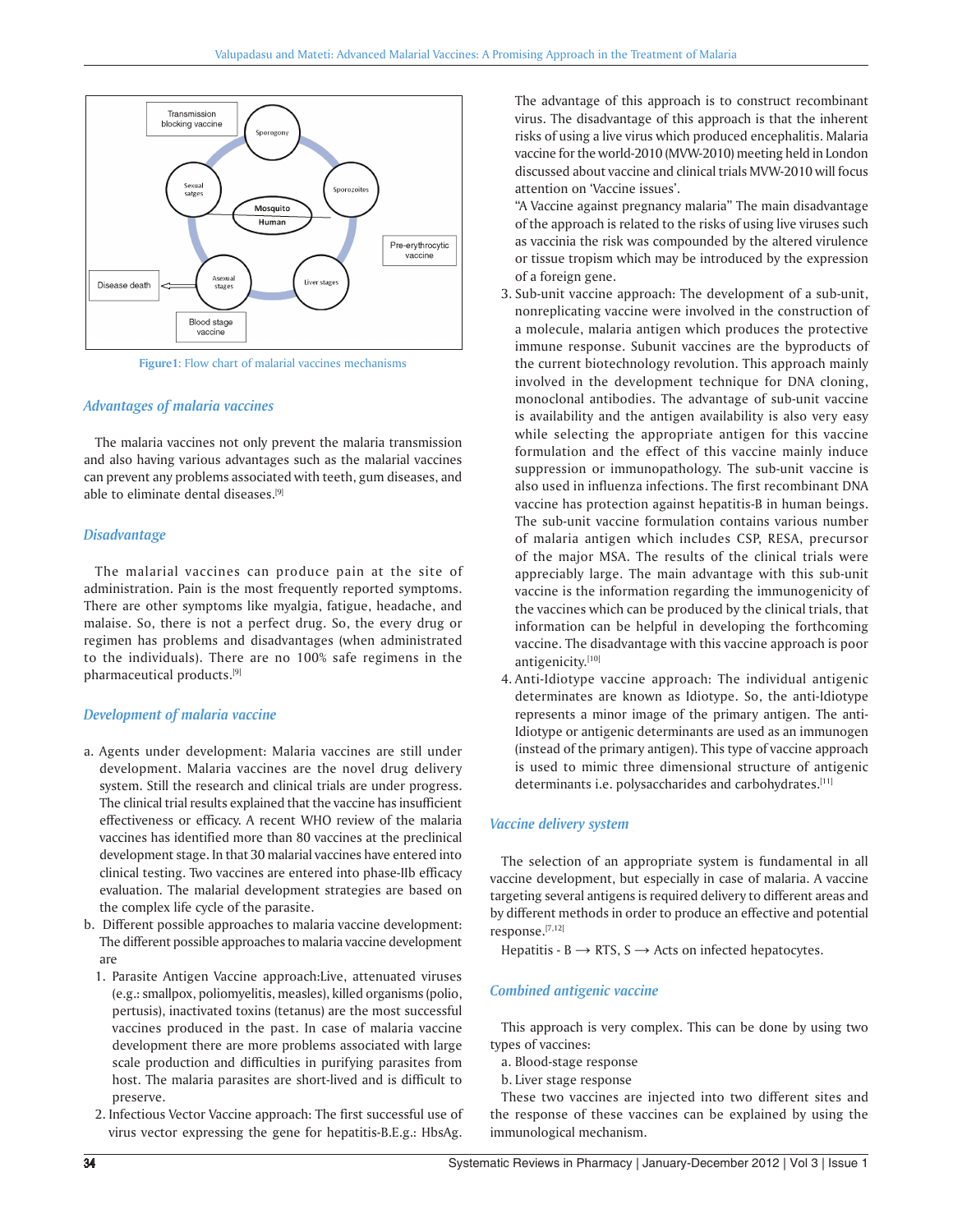Figure1: Flow chart of malarial vaccines mechanisms

### *Advantages of malaria vaccines*

The malaria vaccines not only prevent the malaria transmission and also having various advantages such as the malarial vaccines can prevent any problems associated with teeth, gum diseases, and able to eliminate dental diseases.[9]

### *Disadvantage*

The malarial vaccines can produce pain at the site of administration. Pain is the most frequently reported symptoms. There are other symptoms like myalgia, fatigue, headache, and malaise. So, there is not a perfect drug. So, the every drug or regimen has problems and disadvantages (when administrated to the individuals). There are no 100% safe regimens in the pharmaceutical products.[9]

### *Development of malaria vaccine*

a. Agents under development: Malaria vaccines are still under development. Malaria vaccines are the novel drug delivery system. Still the research and clinical trials are under progress. The clinical trial results explained that the vaccine has insufficient effectiveness or efficacy. A recent WHO review of the malaria vaccines has identified more than 80 vaccines at the preclinical development stage. In that 30 malarial vaccines have entered into clinical testing. Two vaccines are entered into phase-IIb efficacy evaluation. The malarial development strategies are based on the complex life cycle of the parasite.
b. Different possible approaches to malaria vaccine development: The different possible approaches to malaria vaccine development are
   1. Parasite Antigen Vaccine approach:Live, attenuated viruses (e.g.: smallpox, poliomyelitis, measles), killed organisms (polio, pertusis), inactivated toxins (tetanus) are the most successful vaccines produced in the past. In case of malaria vaccine development there are more problems associated with large scale production and difficulties in purifying parasites from host. The malaria parasites are short-lived and is difficult to preserve.
   2. Infectious Vector Vaccine approach: The first successful use of virus vector expressing the gene for hepatitis-B.E.g.: HbsAg. The advantage of this approach is to construct recombinant virus. The disadvantage of this approach is that the inherent risks of using a live virus which produced encephalitis. Malaria vaccine for the world-2010 (MVW-2010) meeting held in London discussed about vaccine and clinical trials MVW-2010 will focus attention on 'Vaccine issues'.
   "A Vaccine against pregnancy malaria" The main disadvantage of the approach is related to the risks of using live viruses such as vaccinia the risk was compounded by the altered virulence or tissue tropism which may be introduced by the expression of a foreign gene.
   3. Sub-unit vaccine approach: The development of a sub-unit, nonreplicating vaccine were involved in the construction of a molecule, malaria antigen which produces the protective immune response. Subunit vaccines are the byproducts of the current biotechnology revolution. This approach mainly involved in the development technique for DNA cloning, monoclonal antibodies. The advantage of sub-unit vaccine is availability and the antigen availability is also very easy while selecting the appropriate antigen for this vaccine formulation and the effect of this vaccine mainly induce suppression or immunopathology. The sub-unit vaccine is also used in influenza infections. The first recombinant DNA vaccine has protection against hepatitis-B in human beings. The sub-unit vaccine formulation contains various number of malaria antigen which includes CSP, RESA, precursor of the major MSA. The results of the clinical trials were appreciably large. The main advantage with this sub-unit vaccine is the information regarding the immunogenicity of the vaccines which can be produced by the clinical trials, that information can be helpful in developing the forthcoming vaccine. The disadvantage with this vaccine approach is poor antigenicity.[10]
   4. Anti-Idiotype vaccine approach: The individual antigenic determinates are known as Idiotype. So, the anti-Idiotype represents a minor image of the primary antigen. The anti-Idiotype or antigenic determinants are used as an immunogen (instead of the primary antigen). This type of vaccine approach is used to mimic three dimensional structure of antigenic determinants i.e. polysaccharides and carbohydrates.[11]

### *Vaccine delivery system*

The selection of an appropriate system is fundamental in all vaccine development, but especially in case of malaria. A vaccine targeting several antigens is required delivery to different areas and by different methods in order to produce an effective and potential response.[7,12]

Hepatitis - B ⟶ RTS, S ⟶ Acts on infected hepatocytes.

### *Combined antigenic vaccine*

This approach is very complex. This can be done by using two types of vaccines:

a. Blood-stage response
b. Liver stage response

These two vaccines are injected into two different sites and the response of these vaccines can be explained by using the immunological mechanism.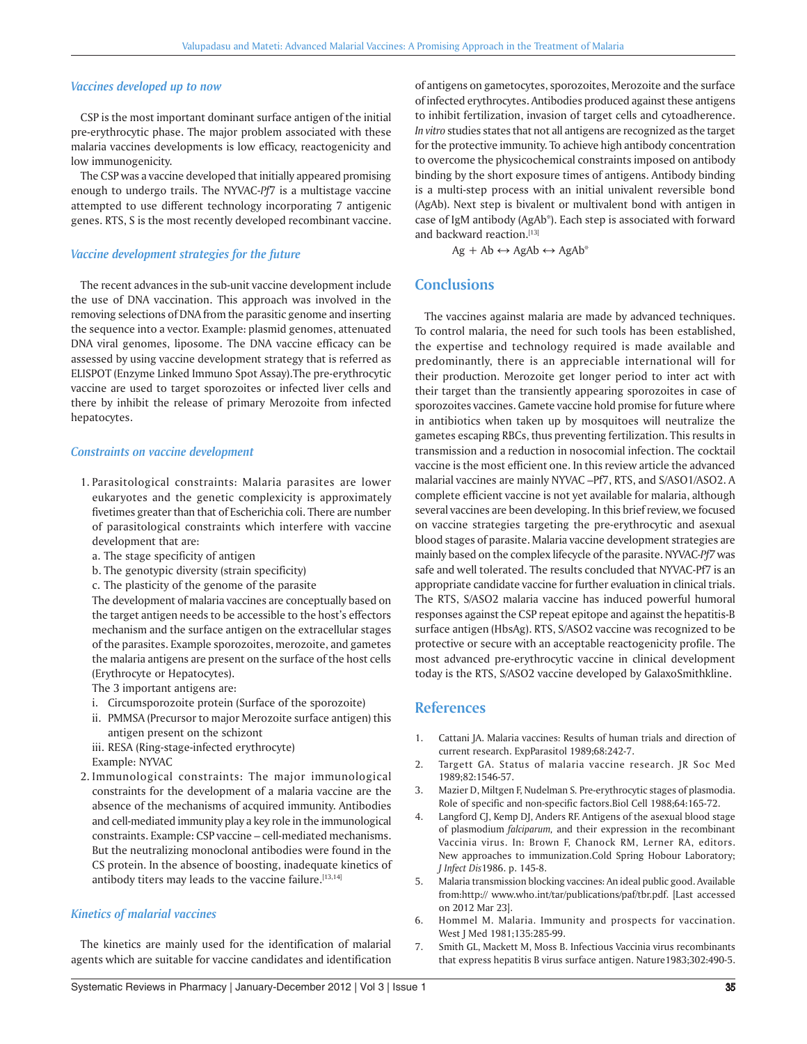### *Vaccines developed up to now*

CSP is the most important dominant surface antigen of the initial pre-erythrocytic phase. The major problem associated with these malaria vaccines developments is low efficacy, reactogenicity and low immunogenicity.

The CSP was a vaccine developed that initially appeared promising enough to undergo trails. The NYVAC-*Pf*7 is a multistage vaccine attempted to use different technology incorporating 7 antigenic genes. RTS, S is the most recently developed recombinant vaccine.

### *Vaccine development strategies for the future*

The recent advances in the sub-unit vaccine development include the use of DNA vaccination. This approach was involved in the removing selections of DNA from the parasitic genome and inserting the sequence into a vector. Example: plasmid genomes, attenuated DNA viral genomes, liposome. The DNA vaccine efficacy can be assessed by using vaccine development strategy that is referred as ELISPOT (Enzyme Linked Immuno Spot Assay).The pre-erythrocytic vaccine are used to target sporozoites or infected liver cells and there by inhibit the release of primary Merozoite from infected hepatocytes.

### *Constraints on vaccine development*

1. Parasitological constraints: Malaria parasites are lower eukaryotes and the genetic complexicity is approximately fivetimes greater than that of Escherichia coli. There are number of parasitological constraints which interfere with vaccine development that are:
   a. The stage specificity of antigen
   b. The genotypic diversity (strain specificity)
   c. The plasticity of the genome of the parasite

   The development of malaria vaccines are conceptually based on the target antigen needs to be accessible to the host's effectors mechanism and the surface antigen on the extracellular stages of the parasites. Example sporozoites, merozoite, and gametes the malaria antigens are present on the surface of the host cells (Erythrocyte or Hepatocytes).

   The 3 important antigens are:
   i. Circumsporozoite protein (Surface of the sporozoite)
   ii. PMMSA (Precursor to major Merozoite surface antigen) this antigen present on the schizont
   iii. RESA (Ring-stage-infected erythrocyte)

   Example: NYVAC
2. Immunological constraints: The major immunological constraints for the development of a malaria vaccine are the absence of the mechanisms of acquired immunity. Antibodies and cell-mediated immunity play a key role in the immunological constraints. Example: CSP vaccine – cell-mediated mechanisms. But the neutralizing monoclonal antibodies were found in the CS protein. In the absence of boosting, inadequate kinetics of antibody titers may leads to the vaccine failure.[13,14]

### *Kinetics of malarial vaccines*

The kinetics are mainly used for the identification of malarial agents which are suitable for vaccine candidates and identification of antigens on gametocytes, sporozoites, Merozoite and the surface of infected erythrocytes. Antibodies produced against these antigens to inhibit fertilization, invasion of target cells and cytoadherence. *In vitro* studies states that not all antigens are recognized as the target for the protective immunity. To achieve high antibody concentration to overcome the physicochemical constraints imposed on antibody binding by the short exposure times of antigens. Antibody binding is a multi-step process with an initial univalent reversible bond (AgAb). Next step is bivalent or multivalent bond with antigen in case of IgM antibody ($AgAb^{*}$). Each step is associated with forward and backward reaction.[13]

$$Ag + Ab \leftrightarrow AgAb \leftrightarrow AgAb^{*}$$

## Conclusions

The vaccines against malaria are made by advanced techniques. To control malaria, the need for such tools has been established, the expertise and technology required is made available and predominantly, there is an appreciable international will for their production. Merozoite get longer period to inter act with their target than the transiently appearing sporozoites in case of sporozoites vaccines. Gamete vaccine hold promise for future where in antibiotics when taken up by mosquitoes will neutralize the gametes escaping RBCs, thus preventing fertilization. This results in transmission and a reduction in nosocomial infection. The cocktail vaccine is the most efficient one. In this review article the advanced malarial vaccines are mainly NYVAC –Pf7, RTS, and S/ASO1/ASO2. A complete efficient vaccine is not yet available for malaria, although several vaccines are been developing. In this brief review, we focused on vaccine strategies targeting the pre-erythrocytic and asexual blood stages of parasite. Malaria vaccine development strategies are mainly based on the complex lifecycle of the parasite. NYVAC-*Pf7* was safe and well tolerated. The results concluded that NYVAC-Pf7 is an appropriate candidate vaccine for further evaluation in clinical trials. The RTS, S/ASO2 malaria vaccine has induced powerful humoral responses against the CSP repeat epitope and against the hepatitis-B surface antigen (HbsAg). RTS, S/ASO2 vaccine was recognized to be protective or secure with an acceptable reactogenicity profile. The most advanced pre-erythrocytic vaccine in clinical development today is the RTS, S/ASO2 vaccine developed by GalaxoSmithkline.

## References

1. Cattani JA. Malaria vaccines: Results of human trials and direction of current research. ExpParasitol 1989;68:242-7.
2. Targett GA. Status of malaria vaccine research. JR Soc Med 1989;82:1546-57.
3. Mazier D, Miltgen F, Nudelman S. Pre-erythrocytic stages of plasmodia. Role of specific and non-specific factors.Biol Cell 1988;64:165-72.
4. Langford CJ, Kemp DJ, Anders RF. Antigens of the asexual blood stage of plasmodium *falciparum,* and their expression in the recombinant Vaccinia virus. In: Brown F, Chanock RM, Lerner RA, editors. New approaches to immunization.Cold Spring Hobour Laboratory; *J Infect Dis*1986. p. 145-8.
5. Malaria transmission blocking vaccines: An ideal public good. Available from:http:// www.who.int/tar/publications/paf/tbr.pdf. [Last accessed on 2012 Mar 23].
6. Hommel M. Malaria. Immunity and prospects for vaccination. West J Med 1981;135:285-99.
7. Smith GL, Mackett M, Moss B. Infectious Vaccinia virus recombinants that express hepatitis B virus surface antigen. Nature1983;302:490-5.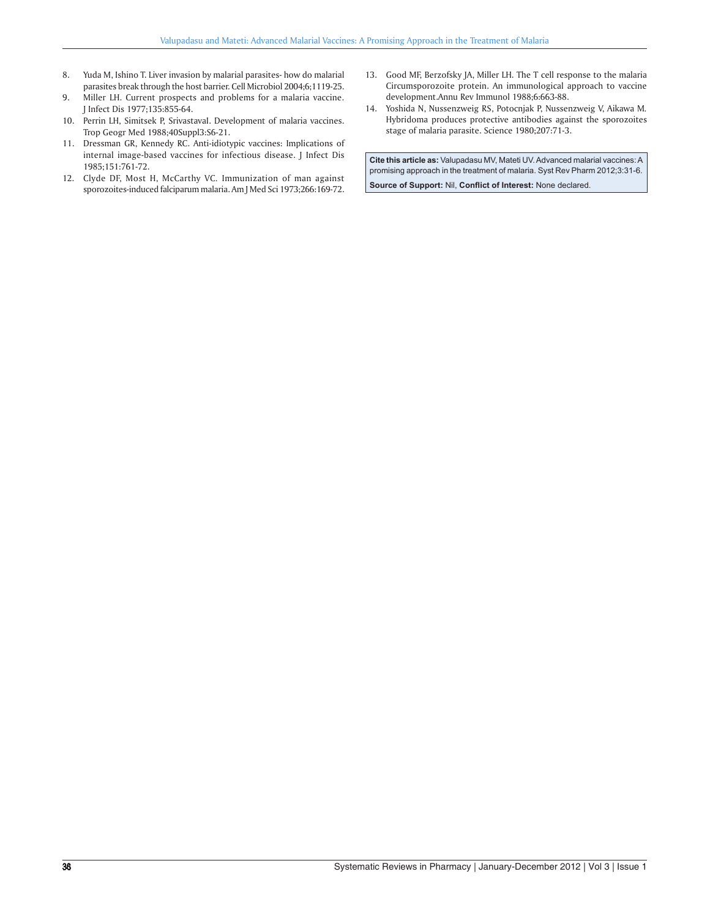8. Yuda M, Ishino T. Liver invasion by malarial parasites- how do malarial parasites break through the host barrier. Cell Microbiol 2004;6;1119-25.
9. Miller LH. Current prospects and problems for a malaria vaccine. J Infect Dis 1977;135:855-64.
10. Perrin LH, Simitsek P, SrivastavaI. Development of malaria vaccines. Trop Geogr Med 1988;40Suppl3:S6-21.
11. Dressman GR, Kennedy RC. Anti-idiotypic vaccines: Implications of internal image-based vaccines for infectious disease. J Infect Dis 1985;151:761-72.
12. Clyde DF, Most H, McCarthy VC. Immunization of man against sporozoites-induced falciparum malaria. Am J Med Sci 1973;266:169-72.
13. Good MF, Berzofsky JA, Miller LH. The T cell response to the malaria Circumsporozoite protein. An immunological approach to vaccine development.Annu Rev Immunol 1988;6:663-88.
14. Yoshida N, Nussenzweig RS, Potocnjak P, Nussenzweig V, Aikawa M. Hybridoma produces protective antibodies against the sporozoites stage of malaria parasite. Science 1980;207:71-3.

**Cite this article as:** Valupadasu MV, Mateti UV. Advanced malarial vaccines: A promising approach in the treatment of malaria. Syst Rev Pharm 2012;3:31-6.

**Source of Support:** Nil, **Conflict of Interest:** None declared.